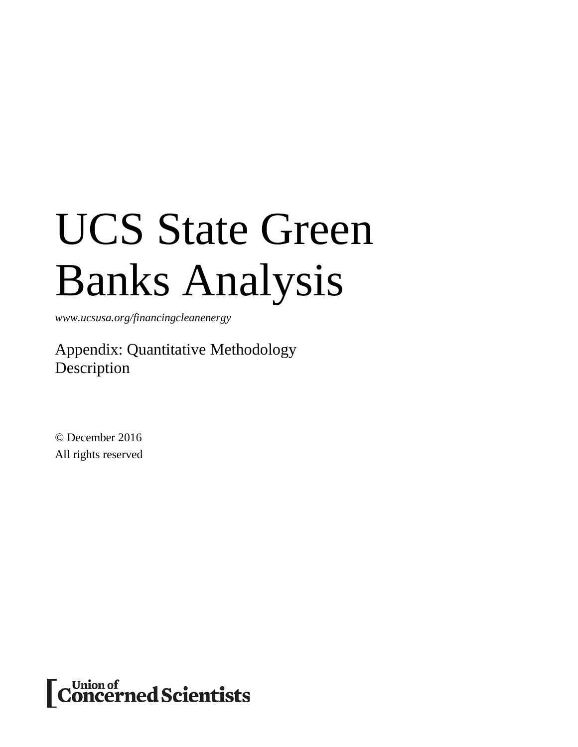# UCS State Green Banks Analysis

*www.ucsusa.org/financingcleanenergy*

Appendix: Quantitative Methodology Description

© December 2016
All rights reserved

Union of Concerned Scientists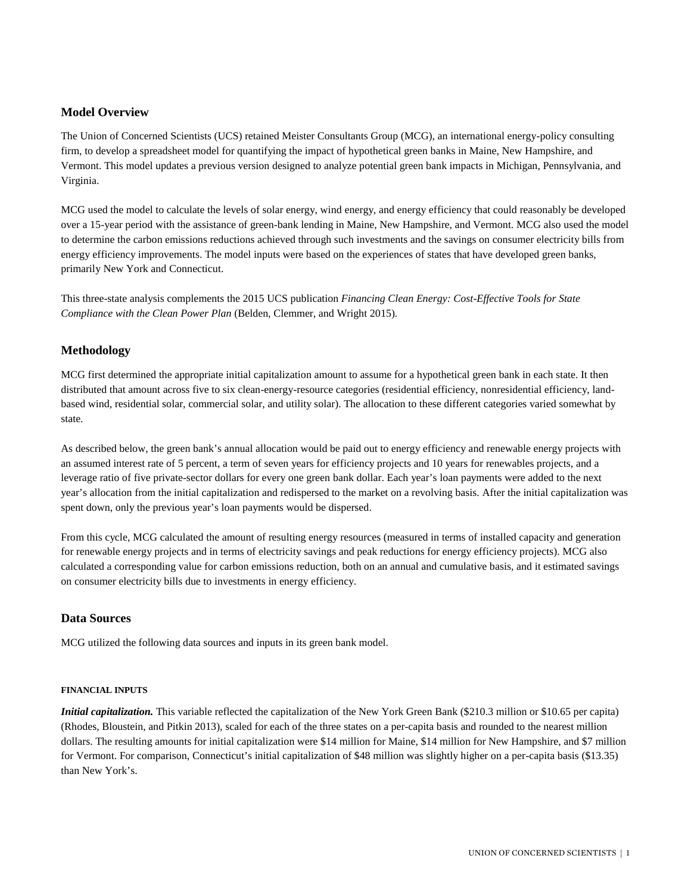## Model Overview

The Union of Concerned Scientists (UCS) retained Meister Consultants Group (MCG), an international energy-policy consulting firm, to develop a spreadsheet model for quantifying the impact of hypothetical green banks in Maine, New Hampshire, and Vermont. This model updates a previous version designed to analyze potential green bank impacts in Michigan, Pennsylvania, and Virginia.

MCG used the model to calculate the levels of solar energy, wind energy, and energy efficiency that could reasonably be developed over a 15-year period with the assistance of green-bank lending in Maine, New Hampshire, and Vermont. MCG also used the model to determine the carbon emissions reductions achieved through such investments and the savings on consumer electricity bills from energy efficiency improvements. The model inputs were based on the experiences of states that have developed green banks, primarily New York and Connecticut.

This three-state analysis complements the 2015 UCS publication *Financing Clean Energy: Cost-Effective Tools for State Compliance with the Clean Power Plan* (Belden, Clemmer, and Wright 2015).

## Methodology

MCG first determined the appropriate initial capitalization amount to assume for a hypothetical green bank in each state. It then distributed that amount across five to six clean-energy-resource categories (residential efficiency, nonresidential efficiency, land-based wind, residential solar, commercial solar, and utility solar). The allocation to these different categories varied somewhat by state.

As described below, the green bank's annual allocation would be paid out to energy efficiency and renewable energy projects with an assumed interest rate of 5 percent, a term of seven years for efficiency projects and 10 years for renewables projects, and a leverage ratio of five private-sector dollars for every one green bank dollar. Each year's loan payments were added to the next year's allocation from the initial capitalization and redispersed to the market on a revolving basis. After the initial capitalization was spent down, only the previous year's loan payments would be dispersed.

From this cycle, MCG calculated the amount of resulting energy resources (measured in terms of installed capacity and generation for renewable energy projects and in terms of electricity savings and peak reductions for energy efficiency projects). MCG also calculated a corresponding value for carbon emissions reduction, both on an annual and cumulative basis, and it estimated savings on consumer electricity bills due to investments in energy efficiency.

## Data Sources

MCG utilized the following data sources and inputs in its green bank model.

#### FINANCIAL INPUTS

***Initial capitalization.*** This variable reflected the capitalization of the New York Green Bank ($210.3 million or $10.65 per capita) (Rhodes, Bloustein, and Pitkin 2013), scaled for each of the three states on a per-capita basis and rounded to the nearest million dollars. The resulting amounts for initial capitalization were $14 million for Maine, $14 million for New Hampshire, and $7 million for Vermont. For comparison, Connecticut's initial capitalization of $48 million was slightly higher on a per-capita basis ($13.35) than New York's.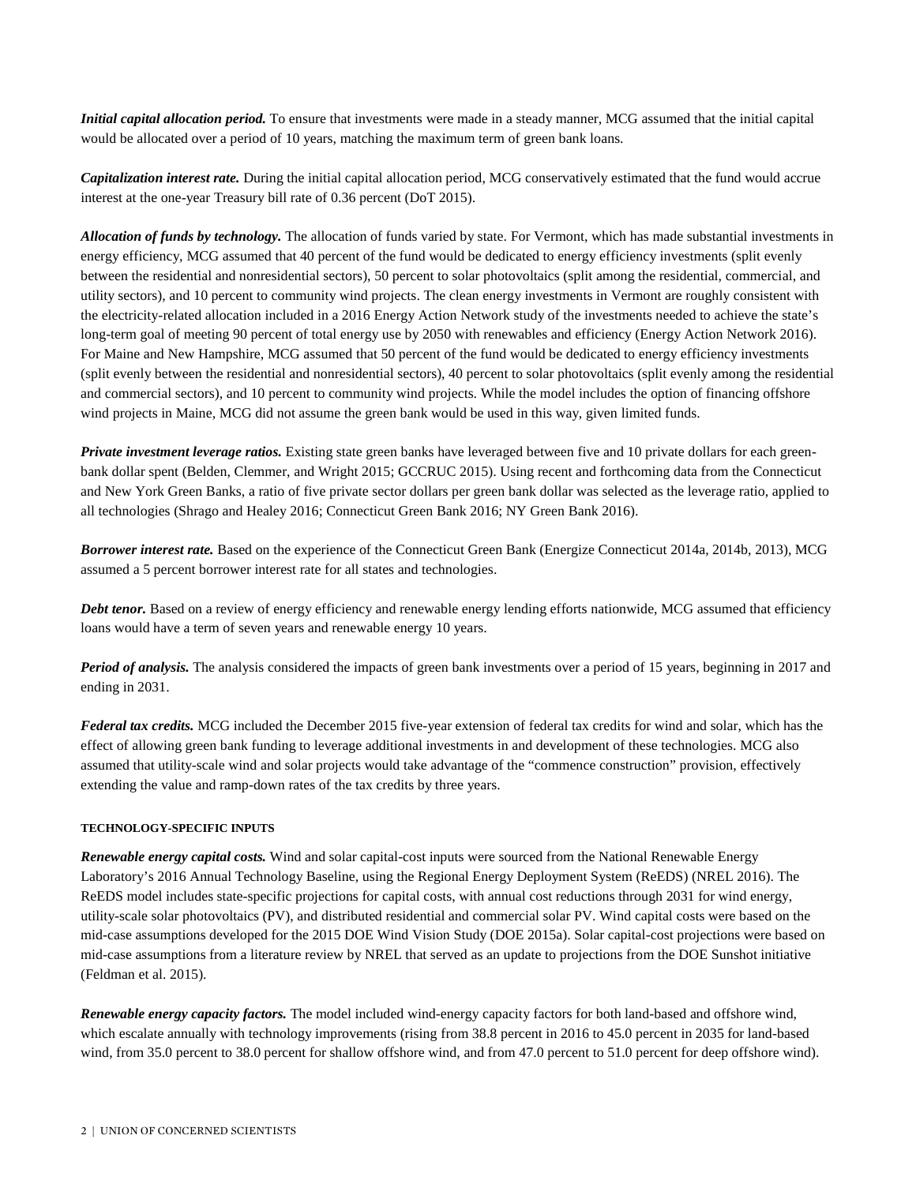***Initial capital allocation period.*** To ensure that investments were made in a steady manner, MCG assumed that the initial capital would be allocated over a period of 10 years, matching the maximum term of green bank loans.

***Capitalization interest rate.*** During the initial capital allocation period, MCG conservatively estimated that the fund would accrue interest at the one-year Treasury bill rate of 0.36 percent (DoT 2015).

***Allocation of funds by technology.*** The allocation of funds varied by state. For Vermont, which has made substantial investments in energy efficiency, MCG assumed that 40 percent of the fund would be dedicated to energy efficiency investments (split evenly between the residential and nonresidential sectors), 50 percent to solar photovoltaics (split among the residential, commercial, and utility sectors), and 10 percent to community wind projects. The clean energy investments in Vermont are roughly consistent with the electricity-related allocation included in a 2016 Energy Action Network study of the investments needed to achieve the state's long-term goal of meeting 90 percent of total energy use by 2050 with renewables and efficiency (Energy Action Network 2016). For Maine and New Hampshire, MCG assumed that 50 percent of the fund would be dedicated to energy efficiency investments (split evenly between the residential and nonresidential sectors), 40 percent to solar photovoltaics (split evenly among the residential and commercial sectors), and 10 percent to community wind projects. While the model includes the option of financing offshore wind projects in Maine, MCG did not assume the green bank would be used in this way, given limited funds.

***Private investment leverage ratios.*** Existing state green banks have leveraged between five and 10 private dollars for each green-bank dollar spent (Belden, Clemmer, and Wright 2015; GCCRUC 2015). Using recent and forthcoming data from the Connecticut and New York Green Banks, a ratio of five private sector dollars per green bank dollar was selected as the leverage ratio, applied to all technologies (Shrago and Healey 2016; Connecticut Green Bank 2016; NY Green Bank 2016).

***Borrower interest rate.*** Based on the experience of the Connecticut Green Bank (Energize Connecticut 2014a, 2014b, 2013), MCG assumed a 5 percent borrower interest rate for all states and technologies.

***Debt tenor.*** Based on a review of energy efficiency and renewable energy lending efforts nationwide, MCG assumed that efficiency loans would have a term of seven years and renewable energy 10 years.

***Period of analysis.*** The analysis considered the impacts of green bank investments over a period of 15 years, beginning in 2017 and ending in 2031.

***Federal tax credits.*** MCG included the December 2015 five-year extension of federal tax credits for wind and solar, which has the effect of allowing green bank funding to leverage additional investments in and development of these technologies. MCG also assumed that utility-scale wind and solar projects would take advantage of the "commence construction" provision, effectively extending the value and ramp-down rates of the tax credits by three years.

#### TECHNOLOGY-SPECIFIC INPUTS

***Renewable energy capital costs.*** Wind and solar capital-cost inputs were sourced from the National Renewable Energy Laboratory's 2016 Annual Technology Baseline, using the Regional Energy Deployment System (ReEDS) (NREL 2016). The ReEDS model includes state-specific projections for capital costs, with annual cost reductions through 2031 for wind energy, utility-scale solar photovoltaics (PV), and distributed residential and commercial solar PV. Wind capital costs were based on the mid-case assumptions developed for the 2015 DOE Wind Vision Study (DOE 2015a). Solar capital-cost projections were based on mid-case assumptions from a literature review by NREL that served as an update to projections from the DOE Sunshot initiative (Feldman et al. 2015).

***Renewable energy capacity factors.*** The model included wind-energy capacity factors for both land-based and offshore wind, which escalate annually with technology improvements (rising from 38.8 percent in 2016 to 45.0 percent in 2035 for land-based wind, from 35.0 percent to 38.0 percent for shallow offshore wind, and from 47.0 percent to 51.0 percent for deep offshore wind).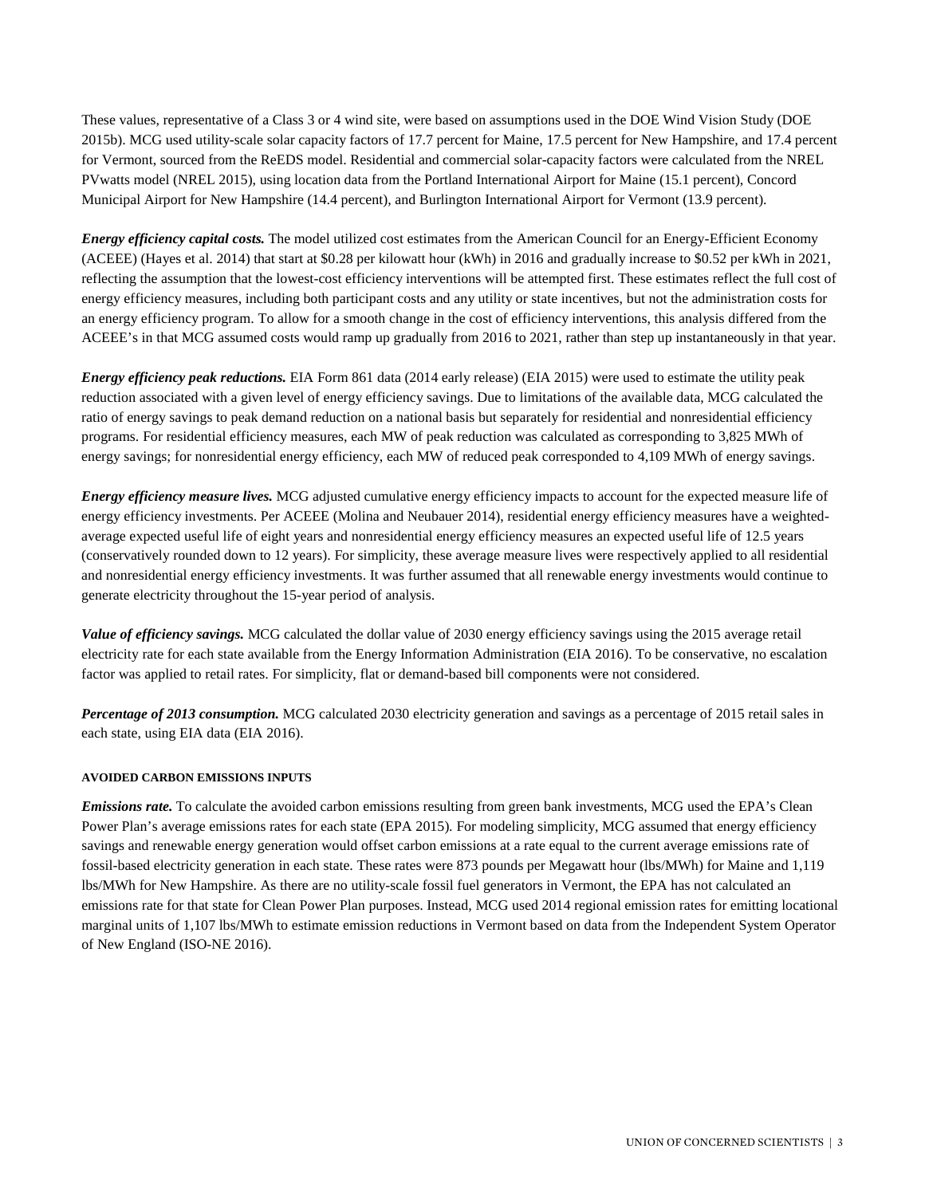These values, representative of a Class 3 or 4 wind site, were based on assumptions used in the DOE Wind Vision Study (DOE 2015b). MCG used utility-scale solar capacity factors of 17.7 percent for Maine, 17.5 percent for New Hampshire, and 17.4 percent for Vermont, sourced from the ReEDS model. Residential and commercial solar-capacity factors were calculated from the NREL PVwatts model (NREL 2015), using location data from the Portland International Airport for Maine (15.1 percent), Concord Municipal Airport for New Hampshire (14.4 percent), and Burlington International Airport for Vermont (13.9 percent).

***Energy efficiency capital costs.*** The model utilized cost estimates from the American Council for an Energy-Efficient Economy (ACEEE) (Hayes et al. 2014) that start at $0.28 per kilowatt hour (kWh) in 2016 and gradually increase to $0.52 per kWh in 2021, reflecting the assumption that the lowest-cost efficiency interventions will be attempted first. These estimates reflect the full cost of energy efficiency measures, including both participant costs and any utility or state incentives, but not the administration costs for an energy efficiency program. To allow for a smooth change in the cost of efficiency interventions, this analysis differed from the ACEEE's in that MCG assumed costs would ramp up gradually from 2016 to 2021, rather than step up instantaneously in that year.

***Energy efficiency peak reductions.*** EIA Form 861 data (2014 early release) (EIA 2015) were used to estimate the utility peak reduction associated with a given level of energy efficiency savings. Due to limitations of the available data, MCG calculated the ratio of energy savings to peak demand reduction on a national basis but separately for residential and nonresidential efficiency programs. For residential efficiency measures, each MW of peak reduction was calculated as corresponding to 3,825 MWh of energy savings; for nonresidential energy efficiency, each MW of reduced peak corresponded to 4,109 MWh of energy savings.

***Energy efficiency measure lives.*** MCG adjusted cumulative energy efficiency impacts to account for the expected measure life of energy efficiency investments. Per ACEEE (Molina and Neubauer 2014), residential energy efficiency measures have a weighted-average expected useful life of eight years and nonresidential energy efficiency measures an expected useful life of 12.5 years (conservatively rounded down to 12 years). For simplicity, these average measure lives were respectively applied to all residential and nonresidential energy efficiency investments. It was further assumed that all renewable energy investments would continue to generate electricity throughout the 15-year period of analysis.

***Value of efficiency savings.*** MCG calculated the dollar value of 2030 energy efficiency savings using the 2015 average retail electricity rate for each state available from the Energy Information Administration (EIA 2016). To be conservative, no escalation factor was applied to retail rates. For simplicity, flat or demand-based bill components were not considered.

***Percentage of 2013 consumption.*** MCG calculated 2030 electricity generation and savings as a percentage of 2015 retail sales in each state, using EIA data (EIA 2016).

#### AVOIDED CARBON EMISSIONS INPUTS

***Emissions rate.*** To calculate the avoided carbon emissions resulting from green bank investments, MCG used the EPA's Clean Power Plan's average emissions rates for each state (EPA 2015). For modeling simplicity, MCG assumed that energy efficiency savings and renewable energy generation would offset carbon emissions at a rate equal to the current average emissions rate of fossil-based electricity generation in each state. These rates were 873 pounds per Megawatt hour (lbs/MWh) for Maine and 1,119 lbs/MWh for New Hampshire. As there are no utility-scale fossil fuel generators in Vermont, the EPA has not calculated an emissions rate for that state for Clean Power Plan purposes. Instead, MCG used 2014 regional emission rates for emitting locational marginal units of 1,107 lbs/MWh to estimate emission reductions in Vermont based on data from the Independent System Operator of New England (ISO-NE 2016).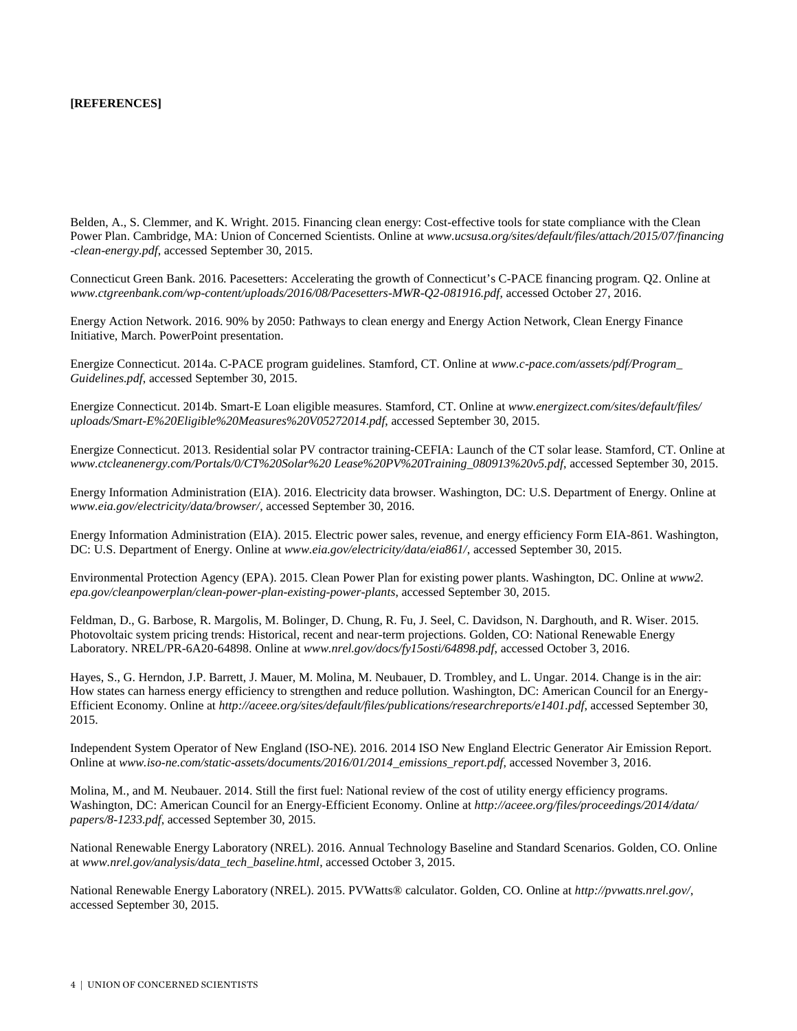**[REFERENCES]**

Belden, A., S. Clemmer, and K. Wright. 2015. Financing clean energy: Cost-effective tools for state compliance with the Clean Power Plan. Cambridge, MA: Union of Concerned Scientists. Online at *www.ucsusa.org/sites/default/files/attach/2015/07/financing-clean-energy.pdf*, accessed September 30, 2015.

Connecticut Green Bank. 2016. Pacesetters: Accelerating the growth of Connecticut's C-PACE financing program. Q2. Online at *www.ctgreenbank.com/wp-content/uploads/2016/08/Pacesetters-MWR-Q2-081916.pdf*, accessed October 27, 2016.

Energy Action Network. 2016. 90% by 2050: Pathways to clean energy and Energy Action Network, Clean Energy Finance Initiative, March. PowerPoint presentation.

Energize Connecticut. 2014a. C-PACE program guidelines. Stamford, CT. Online at *www.c-pace.com/assets/pdf/Program_Guidelines.pdf*, accessed September 30, 2015.

Energize Connecticut. 2014b. Smart-E Loan eligible measures. Stamford, CT. Online at *www.energizect.com/sites/default/files/uploads/Smart-E%20Eligible%20Measures%20V05272014.pdf*, accessed September 30, 2015.

Energize Connecticut. 2013. Residential solar PV contractor training-CEFIA: Launch of the CT solar lease. Stamford, CT. Online at *www.ctcleanenergy.com/Portals/0/CT%20Solar%20 Lease%20PV%20Training_080913%20v5.pdf*, accessed September 30, 2015.

Energy Information Administration (EIA). 2016. Electricity data browser. Washington, DC: U.S. Department of Energy. Online at *www.eia.gov/electricity/data/browser/*, accessed September 30, 2016.

Energy Information Administration (EIA). 2015. Electric power sales, revenue, and energy efficiency Form EIA-861. Washington, DC: U.S. Department of Energy. Online at *www.eia.gov/electricity/data/eia861/*, accessed September 30, 2015.

Environmental Protection Agency (EPA). 2015. Clean Power Plan for existing power plants. Washington, DC. Online at *www2.epa.gov/cleanpowerplan/clean-power-plan-existing-power-plants*, accessed September 30, 2015.

Feldman, D., G. Barbose, R. Margolis, M. Bolinger, D. Chung, R. Fu, J. Seel, C. Davidson, N. Darghouth, and R. Wiser. 2015. Photovoltaic system pricing trends: Historical, recent and near-term projections. Golden, CO: National Renewable Energy Laboratory. NREL/PR-6A20-64898. Online at *www.nrel.gov/docs/fy15osti/64898.pdf*, accessed October 3, 2016.

Hayes, S., G. Herndon, J.P. Barrett, J. Mauer, M. Molina, M. Neubauer, D. Trombley, and L. Ungar. 2014. Change is in the air: How states can harness energy efficiency to strengthen and reduce pollution. Washington, DC: American Council for an Energy-Efficient Economy. Online at *http://aceee.org/sites/default/files/publications/researchreports/e1401.pdf*, accessed September 30, 2015.

Independent System Operator of New England (ISO-NE). 2016. 2014 ISO New England Electric Generator Air Emission Report. Online at *www.iso-ne.com/static-assets/documents/2016/01/2014_emissions_report.pdf*, accessed November 3, 2016.

Molina, M., and M. Neubauer. 2014. Still the first fuel: National review of the cost of utility energy efficiency programs. Washington, DC: American Council for an Energy-Efficient Economy. Online at *http://aceee.org/files/proceedings/2014/data/papers/8-1233.pdf*, accessed September 30, 2015.

National Renewable Energy Laboratory (NREL). 2016. Annual Technology Baseline and Standard Scenarios. Golden, CO. Online at *www.nrel.gov/analysis/data_tech_baseline.html*, accessed October 3, 2015.

National Renewable Energy Laboratory (NREL). 2015. PVWatts® calculator. Golden, CO. Online at *http://pvwatts.nrel.gov/*, accessed September 30, 2015.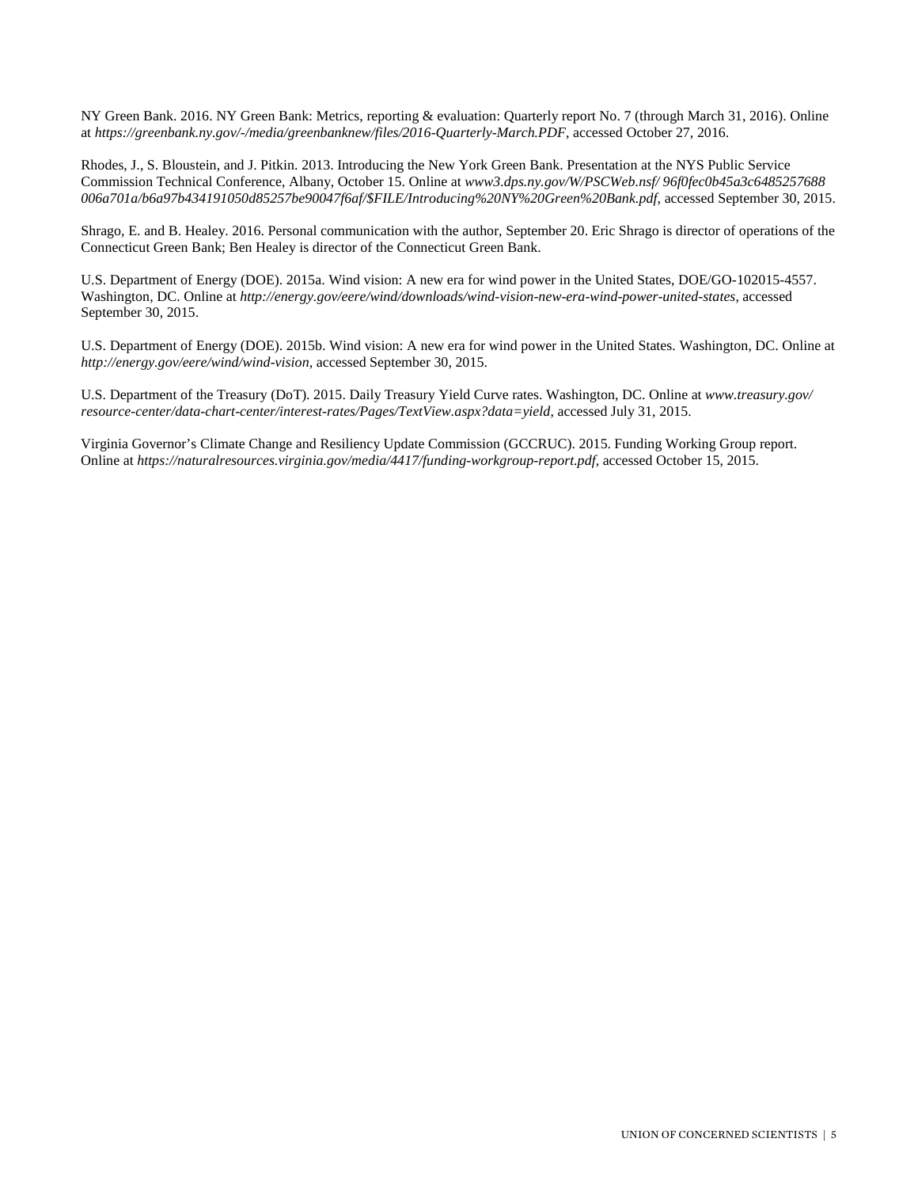NY Green Bank. 2016. NY Green Bank: Metrics, reporting & evaluation: Quarterly report No. 7 (through March 31, 2016). Online at *https://greenbank.ny.gov/-/media/greenbanknew/files/2016-Quarterly-March.PDF*, accessed October 27, 2016.

Rhodes, J., S. Bloustein, and J. Pitkin. 2013. Introducing the New York Green Bank. Presentation at the NYS Public Service Commission Technical Conference, Albany, October 15. Online at *www3.dps.ny.gov/W/PSCWeb.nsf/ 96f0fec0b45a3c6485257688 006a701a/b6a97b434191050d85257be90047f6af/$FILE/Introducing%20NY%20Green%20Bank.pdf*, accessed September 30, 2015.

Shrago, E. and B. Healey. 2016. Personal communication with the author, September 20. Eric Shrago is director of operations of the Connecticut Green Bank; Ben Healey is director of the Connecticut Green Bank.

U.S. Department of Energy (DOE). 2015a. Wind vision: A new era for wind power in the United States, DOE/GO-102015-4557. Washington, DC. Online at *http://energy.gov/eere/wind/downloads/wind-vision-new-era-wind-power-united-states*, accessed September 30, 2015.

U.S. Department of Energy (DOE). 2015b. Wind vision: A new era for wind power in the United States. Washington, DC. Online at *http://energy.gov/eere/wind/wind-vision*, accessed September 30, 2015.

U.S. Department of the Treasury (DoT). 2015. Daily Treasury Yield Curve rates. Washington, DC. Online at *www.treasury.gov/ resource-center/data-chart-center/interest-rates/Pages/TextView.aspx?data=yield*, accessed July 31, 2015.

Virginia Governor's Climate Change and Resiliency Update Commission (GCCRUC). 2015. Funding Working Group report. Online at *https://naturalresources.virginia.gov/media/4417/funding-workgroup-report.pdf*, accessed October 15, 2015.